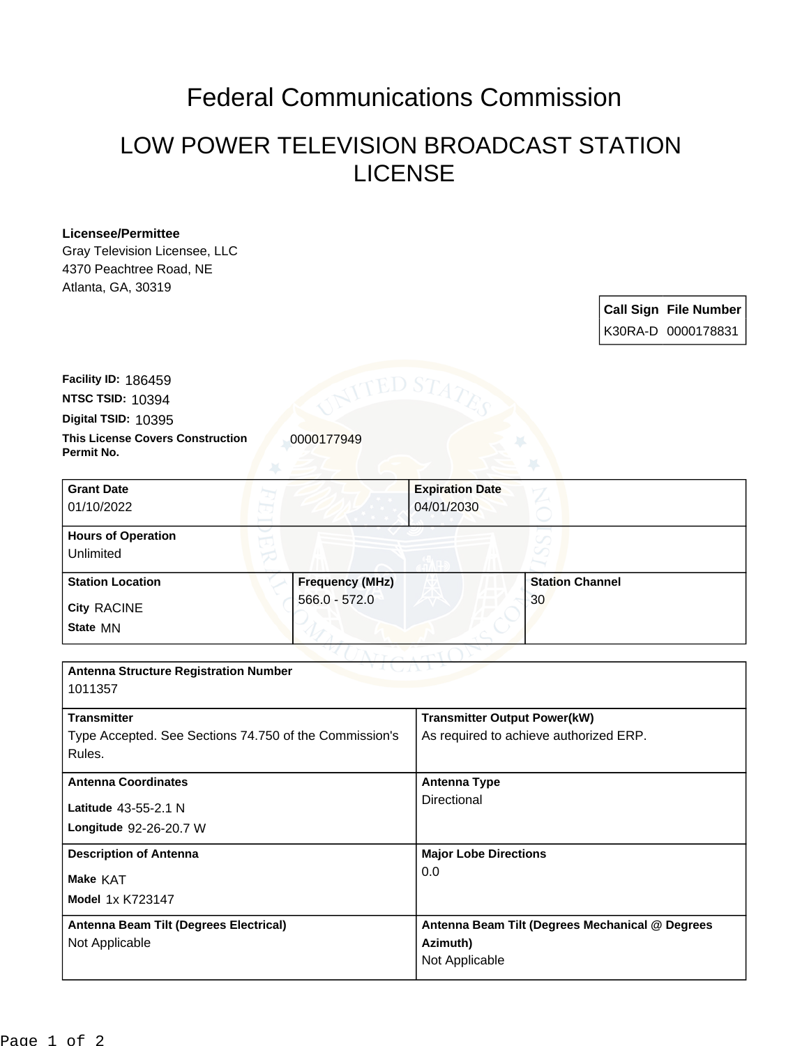# Federal Communications Commission

## LOW POWER TELEVISION BROADCAST STATION LICENSE

**Licensee/Permittee**
Gray Television Licensee, LLC
4370 Peachtree Road, NE
Atlanta, GA, 30319

| Call Sign | File Number |
|---|---|
| K30RA-D | 0000178831 |

**Facility ID:** 186459
**NTSC TSID:** 10394
**Digital TSID:** 10395
**This License Covers Construction Permit No.** 0000177949

| Grant Date | Expiration Date |
|---|---|
| 01/10/2022 | 04/01/2030 |

**Hours of Operation**
Unlimited

| Station Location | Frequency (MHz) | Station Channel |
|---|---|---|
| City RACINE<br>State MN | 566.0 - 572.0 | 30 |

**Antenna Structure Registration Number**
1011357

| Transmitter | Transmitter Output Power(kW) |
|---|---|
| Type Accepted. See Sections 74.750 of the Commission's Rules. | As required to achieve authorized ERP. |

| Antenna Coordinates | Antenna Type |
|---|---|
| Latitude 43-55-2.1 N<br>Longitude 92-26-20.7 W | Directional |

| Description of Antenna | Major Lobe Directions |
|---|---|
| Make KAT<br>Model 1x K723147 | 0.0 |

| Antenna Beam Tilt (Degrees Electrical) | Antenna Beam Tilt (Degrees Mechanical @ Degrees Azimuth) |
|---|---|
| Not Applicable | Not Applicable |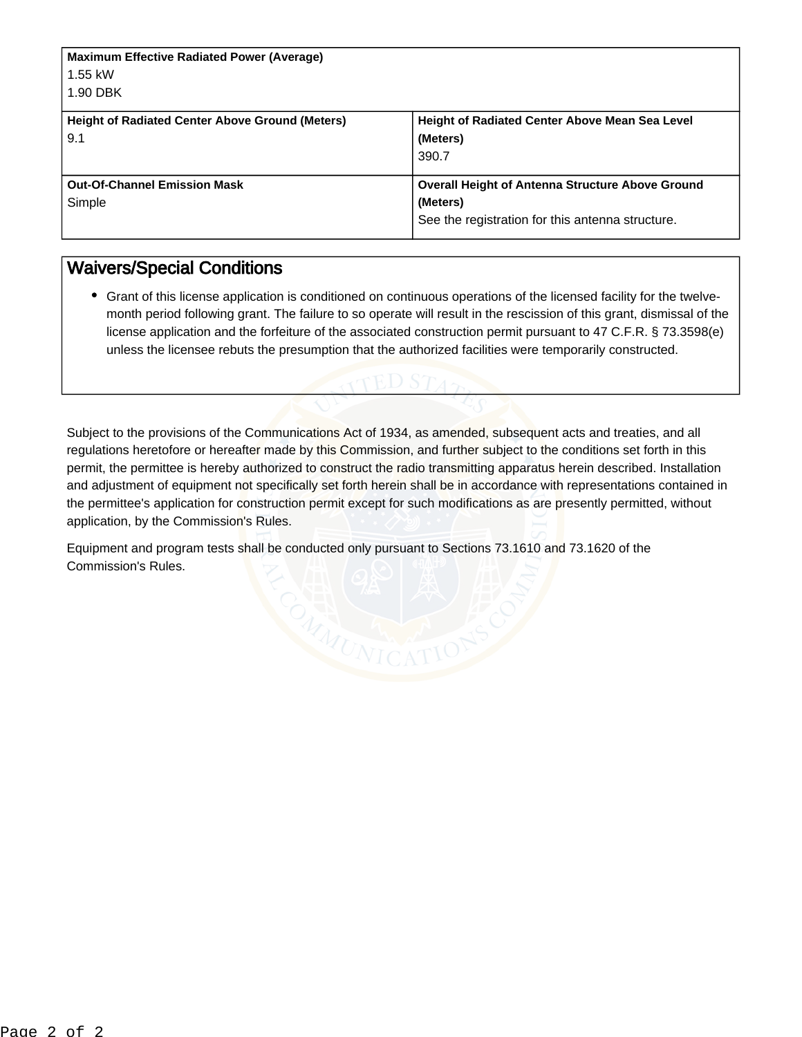| | |
|---|---|
| **Maximum Effective Radiated Power (Average)**<br>1.55 kW<br>1.90 DBK | |
| **Height of Radiated Center Above Ground (Meters)**<br>9.1 | **Height of Radiated Center Above Mean Sea Level (Meters)**<br>390.7 |
| **Out-Of-Channel Emission Mask**<br>Simple | **Overall Height of Antenna Structure Above Ground (Meters)**<br>See the registration for this antenna structure. |

## Waivers/Special Conditions

- Grant of this license application is conditioned on continuous operations of the licensed facility for the twelve-month period following grant. The failure to so operate will result in the rescission of this grant, dismissal of the license application and the forfeiture of the associated construction permit pursuant to 47 C.F.R. § 73.3598(e) unless the licensee rebuts the presumption that the authorized facilities were temporarily constructed.

Subject to the provisions of the Communications Act of 1934, as amended, subsequent acts and treaties, and all regulations heretofore or hereafter made by this Commission, and further subject to the conditions set forth in this permit, the permittee is hereby authorized to construct the radio transmitting apparatus herein described. Installation and adjustment of equipment not specifically set forth herein shall be in accordance with representations contained in the permittee's application for construction permit except for such modifications as are presently permitted, without application, by the Commission's Rules.

Equipment and program tests shall be conducted only pursuant to Sections 73.1610 and 73.1620 of the Commission's Rules.